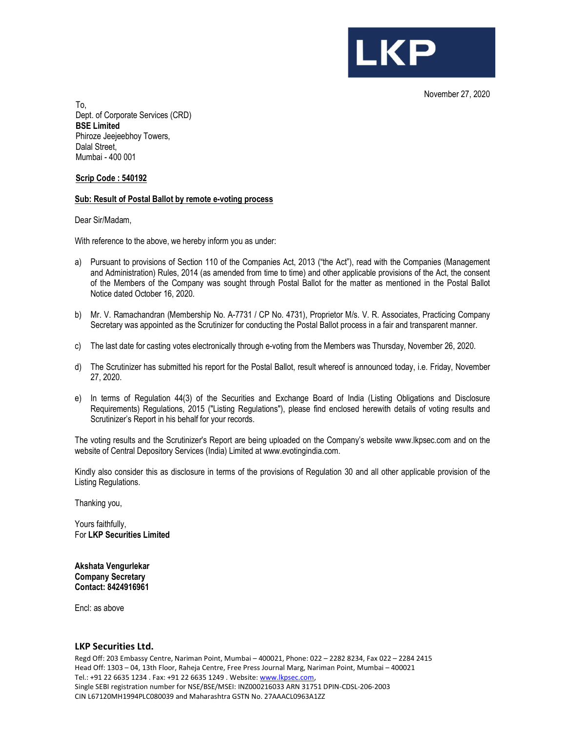LKP

November 27, 2020

To,
Dept. of Corporate Services (CRD)
**BSE Limited**
Phiroze Jeejeebhoy Towers,
Dalal Street,
Mumbai - 400 001

**Scrip Code : 540192**

**Sub: Result of Postal Ballot by remote e-voting process**

Dear Sir/Madam,

With reference to the above, we hereby inform you as under:

a) Pursuant to provisions of Section 110 of the Companies Act, 2013 ("the Act"), read with the Companies (Management and Administration) Rules, 2014 (as amended from time to time) and other applicable provisions of the Act, the consent of the Members of the Company was sought through Postal Ballot for the matter as mentioned in the Postal Ballot Notice dated October 16, 2020.

b) Mr. V. Ramachandran (Membership No. A-7731 / CP No. 4731), Proprietor M/s. V. R. Associates, Practicing Company Secretary was appointed as the Scrutinizer for conducting the Postal Ballot process in a fair and transparent manner.

c) The last date for casting votes electronically through e-voting from the Members was Thursday, November 26, 2020.

d) The Scrutinizer has submitted his report for the Postal Ballot, result whereof is announced today, i.e. Friday, November 27, 2020.

e) In terms of Regulation 44(3) of the Securities and Exchange Board of India (Listing Obligations and Disclosure Requirements) Regulations, 2015 ("Listing Regulations"), please find enclosed herewith details of voting results and Scrutinizer's Report in his behalf for your records.

The voting results and the Scrutinizer's Report are being uploaded on the Company's website www.lkpsec.com and on the website of Central Depository Services (India) Limited at www.evotingindia.com.

Kindly also consider this as disclosure in terms of the provisions of Regulation 30 and all other applicable provision of the Listing Regulations.

Thanking you,

Yours faithfully,
For **LKP Securities Limited**

**Akshata Vengurlekar**
**Company Secretary**
**Contact: 8424916961**

Encl: as above

**LKP Securities Ltd.**
Regd Off: 203 Embassy Centre, Nariman Point, Mumbai – 400021, Phone: 022 – 2282 8234, Fax 022 – 2284 2415
Head Off: 1303 – 04, 13th Floor, Raheja Centre, Free Press Journal Marg, Nariman Point, Mumbai – 400021
Tel.: +91 22 6635 1234 . Fax: +91 22 6635 1249 . Website: www.lkpsec.com,
Single SEBI registration number for NSE/BSE/MSEI: INZ000216033 ARN 31751 DPIN-CDSL-206-2003
CIN L67120MH1994PLC080039 and Maharashtra GSTN No. 27AAACL0963A1ZZ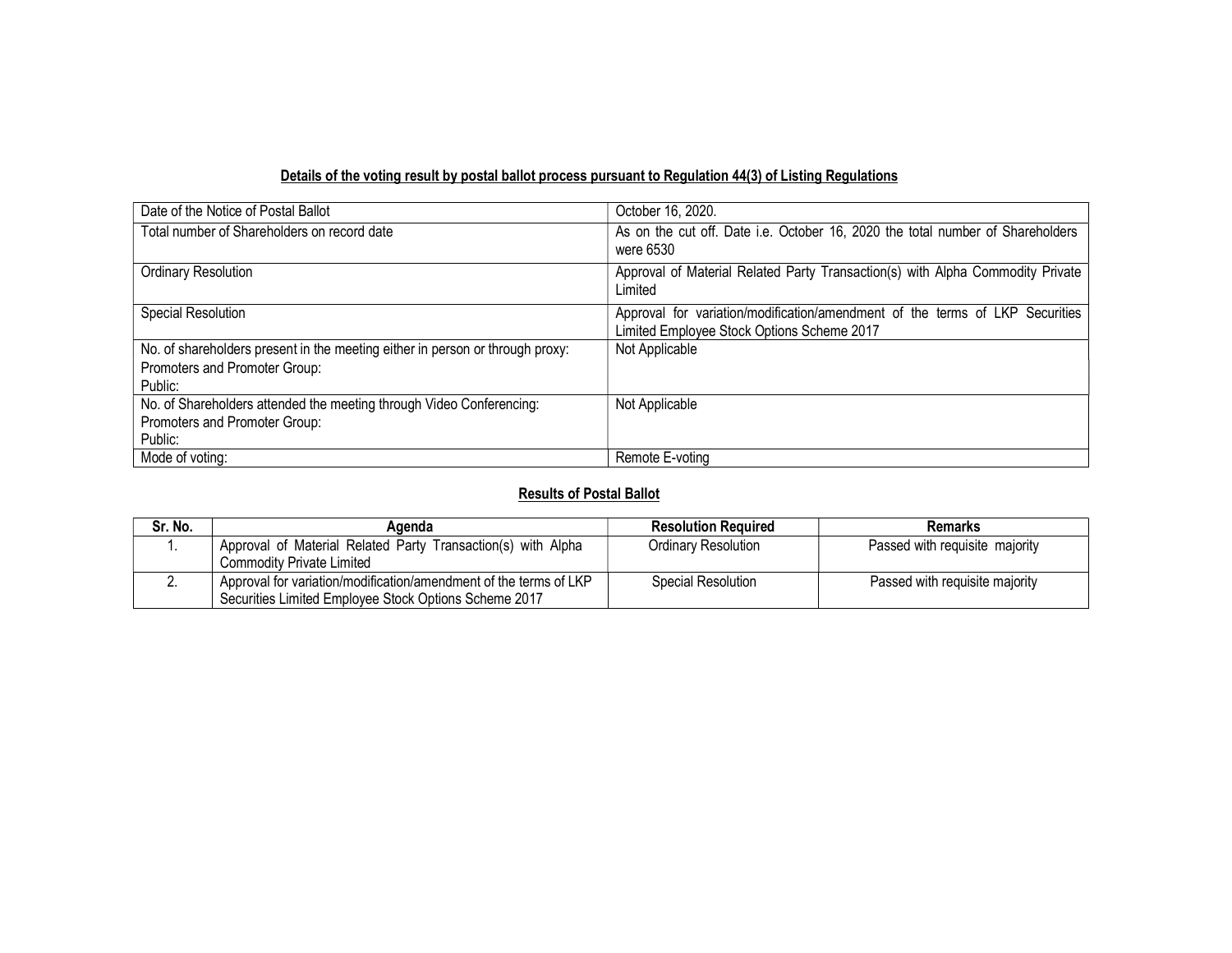**Details of the voting result by postal ballot process pursuant to Regulation 44(3) of Listing Regulations**

| | |
|---|---|
| Date of the Notice of Postal Ballot | October 16, 2020. |
| Total number of Shareholders on record date | As on the cut off. Date i.e. October 16, 2020 the total number of Shareholders were 6530 |
| Ordinary Resolution | Approval of Material Related Party Transaction(s) with Alpha Commodity Private Limited |
| Special Resolution | Approval for variation/modification/amendment of the terms of LKP Securities Limited Employee Stock Options Scheme 2017 |
| No. of shareholders present in the meeting either in person or through proxy:<br>Promoters and Promoter Group:<br>Public: | Not Applicable |
| No. of Shareholders attended the meeting through Video Conferencing:<br>Promoters and Promoter Group:<br>Public: | Not Applicable |
| Mode of voting: | Remote E-voting |

**Results of Postal Ballot**

| Sr. No. | Agenda | Resolution Required | Remarks |
|---|---|---|---|
| 1. | Approval of Material Related Party Transaction(s) with Alpha Commodity Private Limited | Ordinary Resolution | Passed with requisite majority |
| 2. | Approval for variation/modification/amendment of the terms of LKP Securities Limited Employee Stock Options Scheme 2017 | Special Resolution | Passed with requisite majority |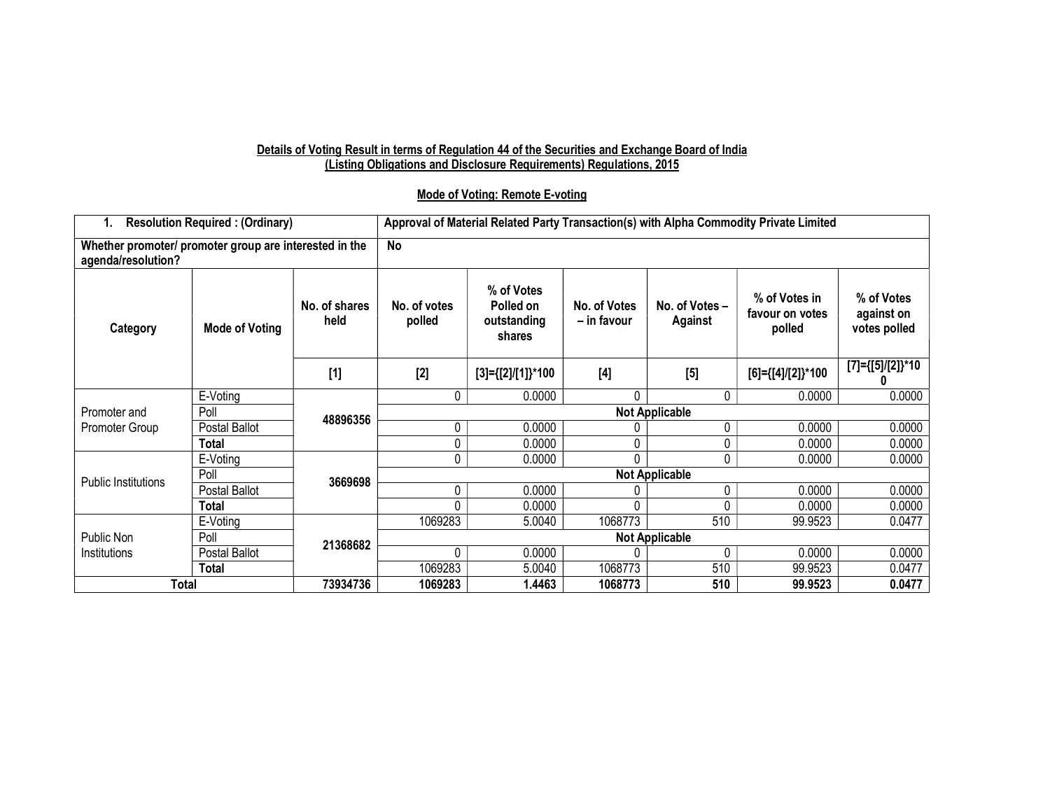**Details of Voting Result in terms of Regulation 44 of the Securities and Exchange Board of India (Listing Obligations and Disclosure Requirements) Regulations, 2015**

**Mode of Voting: Remote E-voting**

| 1. Resolution Required : (Ordinary) | | | Approval of Material Related Party Transaction(s) with Alpha Commodity Private Limited | | | | | |
|---|---|---|---|---|---|---|---|---|
| Whether promoter/ promoter group are interested in the agenda/resolution? | | | No | | | | | |
| Category | Mode of Voting | No. of shares held | No. of votes polled | % of Votes Polled on outstanding shares | No. of Votes – in favour | No. of Votes – Against | % of Votes in favour on votes polled | % of Votes against on votes polled |
| | | [1] | [2] | [3]={[2]/[1]}*100 | [4] | [5] | [6]={[4]/[2]}*100 | [7]={[5]/[2]}*100 |
| Promoter and Promoter Group | E-Voting | 48896356 | 0 | 0.0000 | 0 | 0 | 0.0000 | 0.0000 |
| | Poll | | Not Applicable | | | | | |
| | Postal Ballot | | 0 | 0.0000 | 0 | 0 | 0.0000 | 0.0000 |
| | **Total** | | 0 | 0.0000 | 0 | 0 | 0.0000 | 0.0000 |
| Public Institutions | E-Voting | 3669698 | 0 | 0.0000 | 0 | 0 | 0.0000 | 0.0000 |
| | Poll | | Not Applicable | | | | | |
| | Postal Ballot | | 0 | 0.0000 | 0 | 0 | 0.0000 | 0.0000 |
| | **Total** | | 0 | 0.0000 | 0 | 0 | 0.0000 | 0.0000 |
| Public Non Institutions | E-Voting | 21368682 | 1069283 | 5.0040 | 1068773 | 510 | 99.9523 | 0.0477 |
| | Poll | | Not Applicable | | | | | |
| | Postal Ballot | | 0 | 0.0000 | 0 | 0 | 0.0000 | 0.0000 |
| | **Total** | | 1069283 | 5.0040 | 1068773 | 510 | 99.9523 | 0.0477 |
| **Total** | | **73934736** | **1069283** | **1.4463** | **1068773** | **510** | **99.9523** | **0.0477** |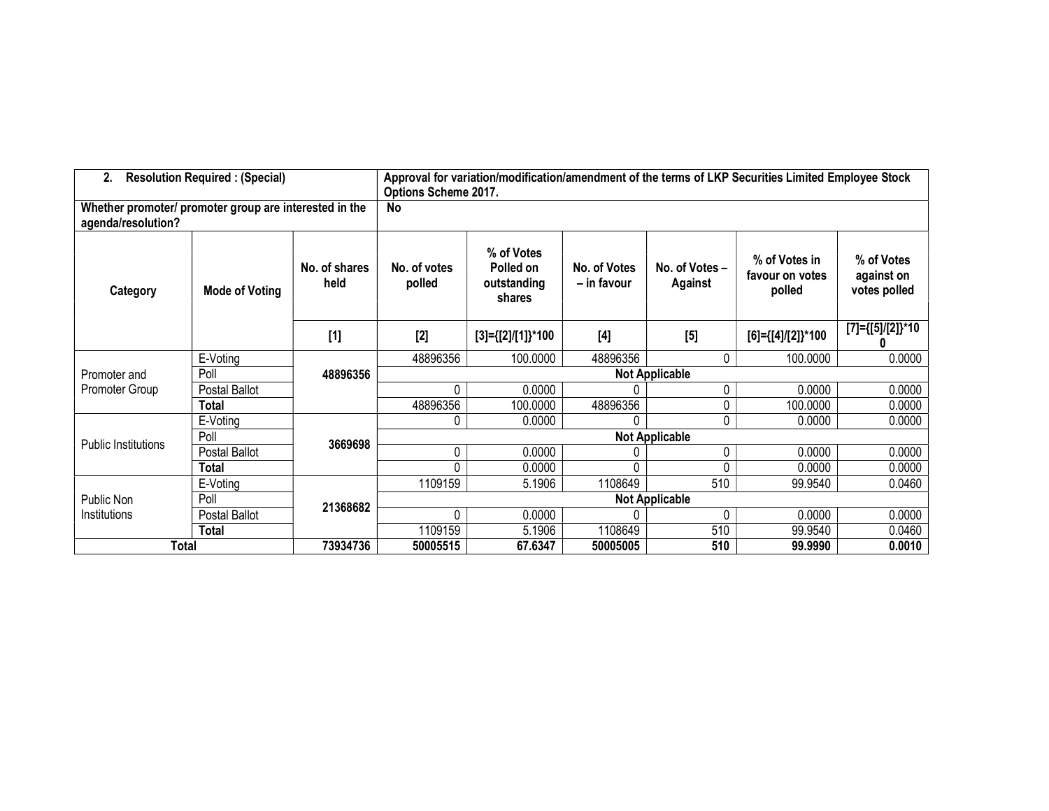| 2. Resolution Required : (Special) | | | Approval for variation/modification/amendment of the terms of LKP Securities Limited Employee Stock Options Scheme 2017. | | | | | |
|---|---|---|---|---|---|---|---|---|
| Whether promoter/ promoter group are interested in the agenda/resolution? | | | No | | | | | |
| Category | Mode of Voting | No. of shares held | No. of votes polled | % of Votes Polled on outstanding shares | No. of Votes – in favour | No. of Votes – Against | % of Votes in favour on votes polled | % of Votes against on votes polled |
| | | [1] | [2] | [3]={[2]/[1]}*100 | [4] | [5] | [6]={[4]/[2]}*100 | [7]={[5]/[2]}*100 |
| Promoter and Promoter Group | E-Voting | 48896356 | 48896356 | 100.0000 | 48896356 | 0 | 100.0000 | 0.0000 |
| | Poll | | Not Applicable | | | | | |
| | Postal Ballot | | 0 | 0.0000 | 0 | 0 | 0.0000 | 0.0000 |
| | **Total** | | 48896356 | 100.0000 | 48896356 | 0 | 100.0000 | 0.0000 |
| Public Institutions | E-Voting | 3669698 | 0 | 0.0000 | 0 | 0 | 0.0000 | 0.0000 |
| | Poll | | Not Applicable | | | | | |
| | Postal Ballot | | 0 | 0.0000 | 0 | 0 | 0.0000 | 0.0000 |
| | **Total** | | 0 | 0.0000 | 0 | 0 | 0.0000 | 0.0000 |
| Public Non Institutions | E-Voting | 21368682 | 1109159 | 5.1906 | 1108649 | 510 | 99.9540 | 0.0460 |
| | Poll | | Not Applicable | | | | | |
| | Postal Ballot | | 0 | 0.0000 | 0 | 0 | 0.0000 | 0.0000 |
| | **Total** | | 1109159 | 5.1906 | 1108649 | 510 | 99.9540 | 0.0460 |
| **Total** | | **73934736** | **50005515** | **67.6347** | **50005005** | **510** | **99.9990** | **0.0010** |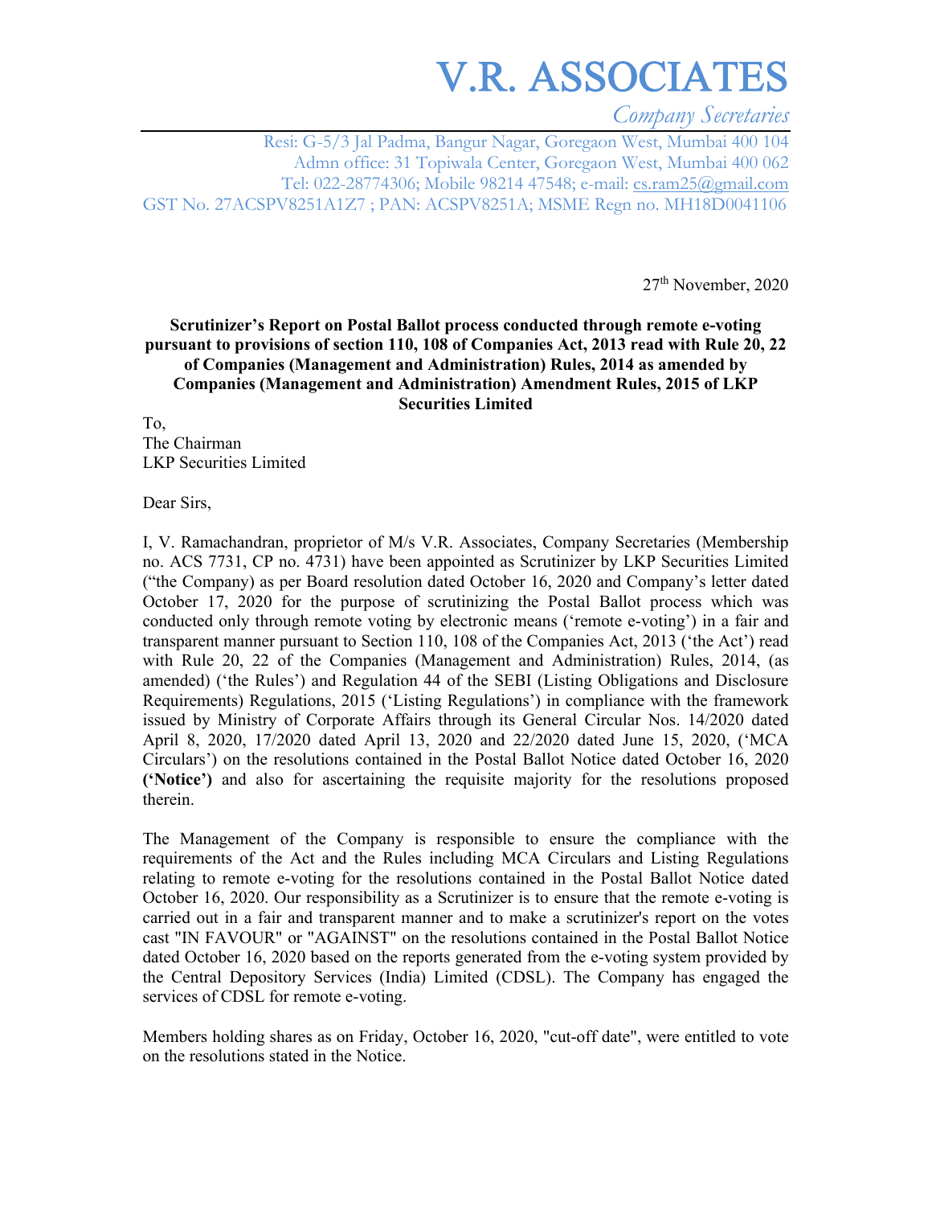# V.R. ASSOCIATES

*Company Secretaries*

Resi: G-5/3 Jal Padma, Bangur Nagar, Goregaon West, Mumbai 400 104
Admn office: 31 Topiwala Center, Goregaon West, Mumbai 400 062
Tel: 022-28774306; Mobile 98214 47548; e-mail: cs.ram25@gmail.com
GST No. 27ACSPV8251A1Z7 ; PAN: ACSPV8251A; MSME Regn no. MH18D0041106

27th November, 2020

**Scrutinizer's Report on Postal Ballot process conducted through remote e-voting pursuant to provisions of section 110, 108 of Companies Act, 2013 read with Rule 20, 22 of Companies (Management and Administration) Rules, 2014 as amended by Companies (Management and Administration) Amendment Rules, 2015 of LKP Securities Limited**

To,
The Chairman
LKP Securities Limited

Dear Sirs,

I, V. Ramachandran, proprietor of M/s V.R. Associates, Company Secretaries (Membership no. ACS 7731, CP no. 4731) have been appointed as Scrutinizer by LKP Securities Limited ("the Company) as per Board resolution dated October 16, 2020 and Company's letter dated October 17, 2020 for the purpose of scrutinizing the Postal Ballot process which was conducted only through remote voting by electronic means ('remote e-voting') in a fair and transparent manner pursuant to Section 110, 108 of the Companies Act, 2013 ('the Act') read with Rule 20, 22 of the Companies (Management and Administration) Rules, 2014, (as amended) ('the Rules') and Regulation 44 of the SEBI (Listing Obligations and Disclosure Requirements) Regulations, 2015 ('Listing Regulations') in compliance with the framework issued by Ministry of Corporate Affairs through its General Circular Nos. 14/2020 dated April 8, 2020, 17/2020 dated April 13, 2020 and 22/2020 dated June 15, 2020, ('MCA Circulars') on the resolutions contained in the Postal Ballot Notice dated October 16, 2020 **('Notice')** and also for ascertaining the requisite majority for the resolutions proposed therein.

The Management of the Company is responsible to ensure the compliance with the requirements of the Act and the Rules including MCA Circulars and Listing Regulations relating to remote e-voting for the resolutions contained in the Postal Ballot Notice dated October 16, 2020. Our responsibility as a Scrutinizer is to ensure that the remote e-voting is carried out in a fair and transparent manner and to make a scrutinizer's report on the votes cast "IN FAVOUR" or "AGAINST" on the resolutions contained in the Postal Ballot Notice dated October 16, 2020 based on the reports generated from the e-voting system provided by the Central Depository Services (India) Limited (CDSL). The Company has engaged the services of CDSL for remote e-voting.

Members holding shares as on Friday, October 16, 2020, "cut-off date", were entitled to vote on the resolutions stated in the Notice.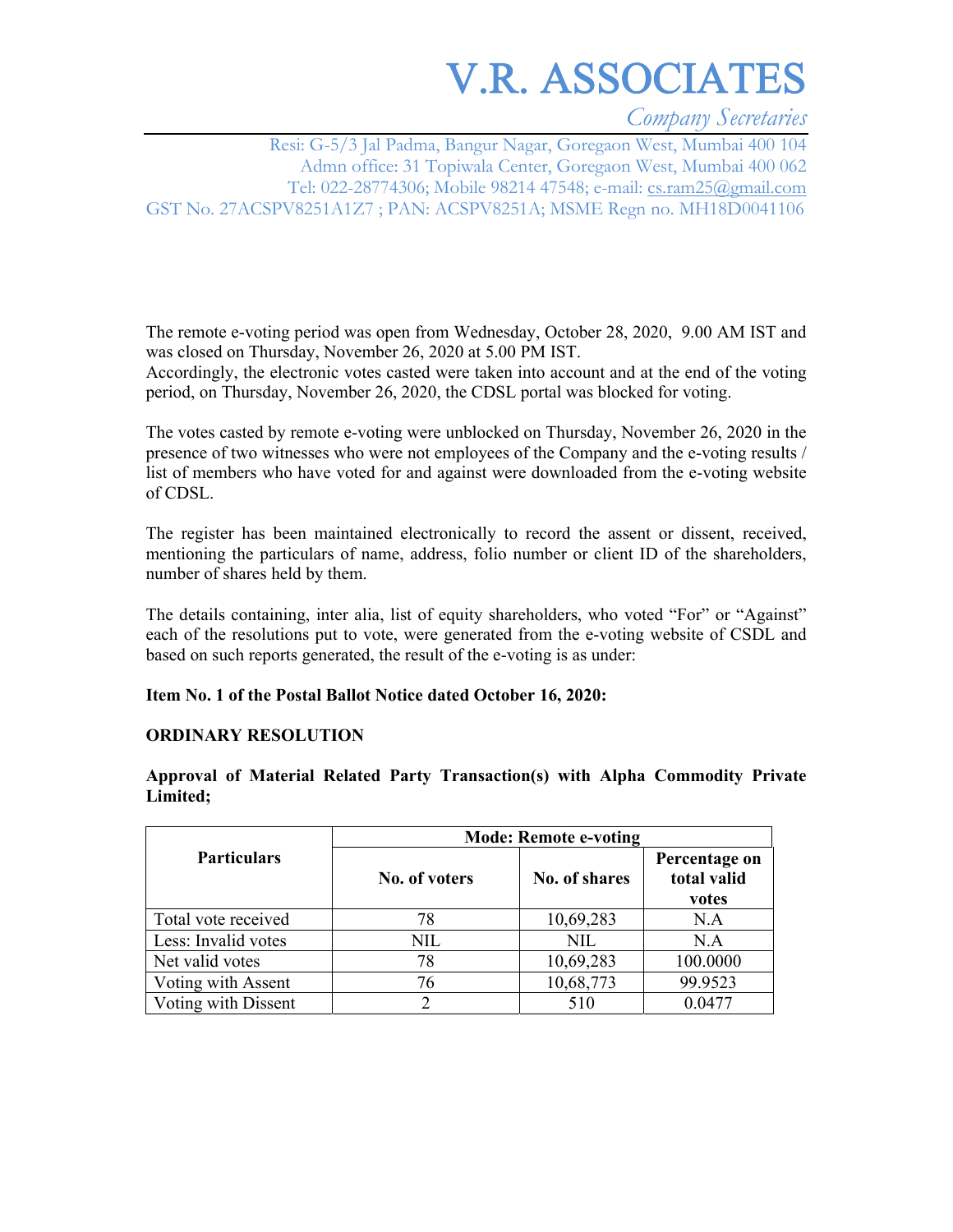# V.R. ASSOCIATES

*Company Secretaries*

Resi: G-5/3 Jal Padma, Bangur Nagar, Goregaon West, Mumbai 400 104
Admn office: 31 Topiwala Center, Goregaon West, Mumbai 400 062
Tel: 022-28774306; Mobile 98214 47548; e-mail: cs.ram25@gmail.com
GST No. 27ACSPV8251A1Z7 ; PAN: ACSPV8251A; MSME Regn no. MH18D0041106

The remote e-voting period was open from Wednesday, October 28, 2020, 9.00 AM IST and was closed on Thursday, November 26, 2020 at 5.00 PM IST.
Accordingly, the electronic votes casted were taken into account and at the end of the voting period, on Thursday, November 26, 2020, the CDSL portal was blocked for voting.

The votes casted by remote e-voting were unblocked on Thursday, November 26, 2020 in the presence of two witnesses who were not employees of the Company and the e-voting results / list of members who have voted for and against were downloaded from the e-voting website of CDSL.

The register has been maintained electronically to record the assent or dissent, received, mentioning the particulars of name, address, folio number or client ID of the shareholders, number of shares held by them.

The details containing, inter alia, list of equity shareholders, who voted "For" or "Against" each of the resolutions put to vote, were generated from the e-voting website of CSDL and based on such reports generated, the result of the e-voting is as under:

**Item No. 1 of the Postal Ballot Notice dated October 16, 2020:**

**ORDINARY RESOLUTION**

**Approval of Material Related Party Transaction(s) with Alpha Commodity Private Limited;**

| Particulars | Mode: Remote e-voting | | |
|---|---|---|---|
| | No. of voters | No. of shares | Percentage on total valid votes |
| Total vote received | 78 | 10,69,283 | N.A |
| Less: Invalid votes | NIL | NIL | N.A |
| Net valid votes | 78 | 10,69,283 | 100.0000 |
| Voting with Assent | 76 | 10,68,773 | 99.9523 |
| Voting with Dissent | 2 | 510 | 0.0477 |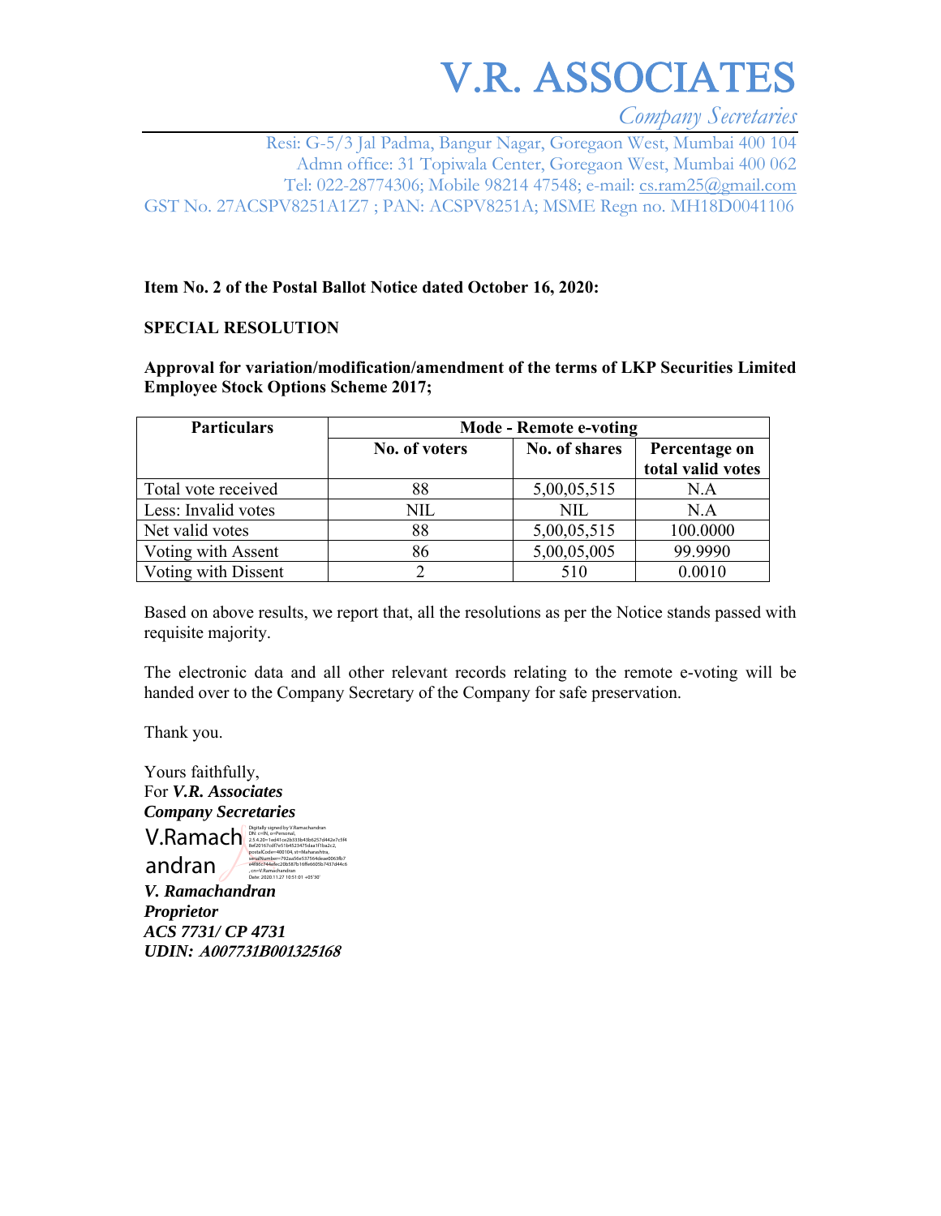# V.R. ASSOCIATES

*Company Secretaries*

Resi: G-5/3 Jal Padma, Bangur Nagar, Goregaon West, Mumbai 400 104
Admn office: 31 Topiwala Center, Goregaon West, Mumbai 400 062
Tel: 022-28774306; Mobile 98214 47548; e-mail: cs.ram25@gmail.com
GST No. 27ACSPV8251A1Z7 ; PAN: ACSPV8251A; MSME Regn no. MH18D0041106

**Item No. 2 of the Postal Ballot Notice dated October 16, 2020:**

**SPECIAL RESOLUTION**

**Approval for variation/modification/amendment of the terms of LKP Securities Limited Employee Stock Options Scheme 2017;**

| Particulars | Mode - Remote e-voting | | |
|---|---|---|---|
| | No. of voters | No. of shares | Percentage on total valid votes |
| Total vote received | 88 | 5,00,05,515 | N.A |
| Less: Invalid votes | NIL | NIL | N.A |
| Net valid votes | 88 | 5,00,05,515 | 100.0000 |
| Voting with Assent | 86 | 5,00,05,005 | 99.9990 |
| Voting with Dissent | 2 | 510 | 0.0010 |

Based on above results, we report that, all the resolutions as per the Notice stands passed with requisite majority.

The electronic data and all other relevant records relating to the remote e-voting will be handed over to the Company Secretary of the Company for safe preservation.

Thank you.

Yours faithfully,
For ***V.R. Associates***
***Company Secretaries***

V.Ramachandran

Digitally signed by V.Ramachandran
Date: 2020.11.27 10:51:01 +05'30'

***V. Ramachandran***
***Proprietor***
***ACS 7731/ CP 4731***
***UDIN: A007731B001325168***